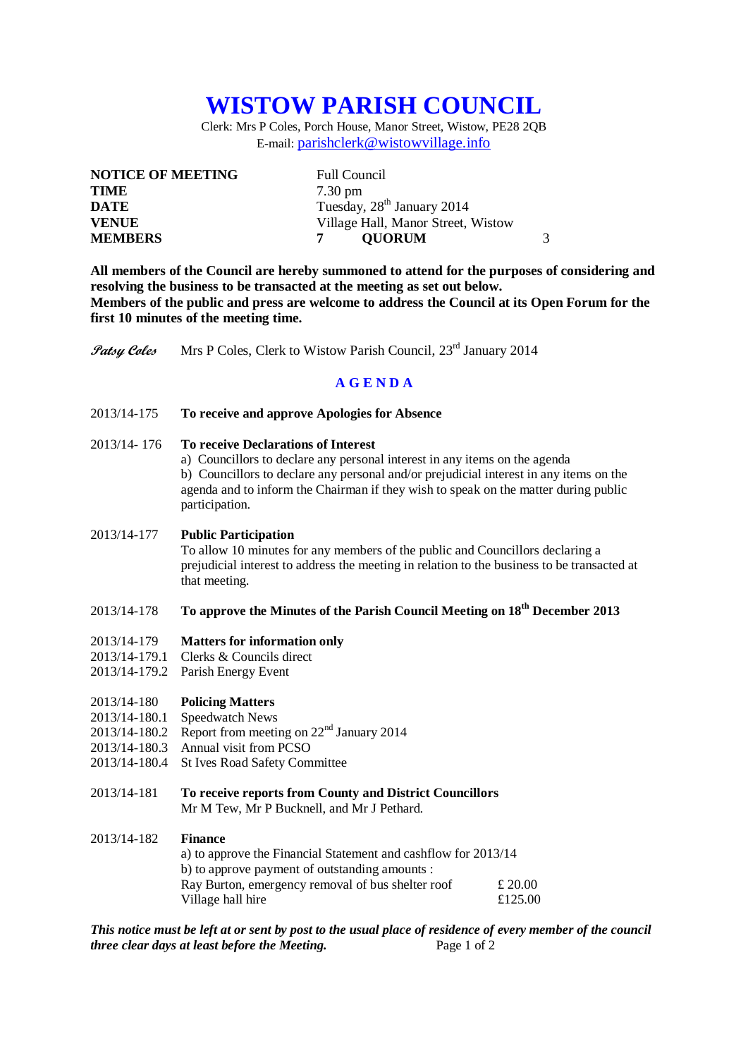# WISTOW PARISH COUNCIL

Clerk: Mrs P Coles, Porch House, Manor Street, Wistow, PE28 2QB
E-mail: parishclerk@wistowvillage.info

| | | | |
|---|---|---|---|
| **NOTICE OF MEETING** | Full Council | | |
| **TIME** | 7.30 pm | | |
| **DATE** | Tuesday, 28th January 2014 | | |
| **VENUE** | Village Hall, Manor Street, Wistow | | |
| **MEMBERS** | **7** | **QUORUM** | 3 |

**All members of the Council are hereby summoned to attend for the purposes of considering and resolving the business to be transacted at the meeting as set out below.**
**Members of the public and press are welcome to address the Council at its Open Forum for the first 10 minutes of the meeting time.**

*Patsy Coles* Mrs P Coles, Clerk to Wistow Parish Council, 23rd January 2014

## A G E N D A

2013/14-175 **To receive and approve Apologies for Absence**

2013/14- 176 **To receive Declarations of Interest**
a) Councillors to declare any personal interest in any items on the agenda
b) Councillors to declare any personal and/or prejudicial interest in any items on the agenda and to inform the Chairman if they wish to speak on the matter during public participation.

2013/14-177 **Public Participation**
To allow 10 minutes for any members of the public and Councillors declaring a prejudicial interest to address the meeting in relation to the business to be transacted at that meeting.

2013/14-178 **To approve the Minutes of the Parish Council Meeting on 18th December 2013**

2013/14-179 **Matters for information only**
2013/14-179.1 Clerks & Councils direct
2013/14-179.2 Parish Energy Event

2013/14-180 **Policing Matters**
2013/14-180.1 Speedwatch News
2013/14-180.2 Report from meeting on 22nd January 2014
2013/14-180.3 Annual visit from PCSO
2013/14-180.4 St Ives Road Safety Committee

2013/14-181 **To receive reports from County and District Councillors**
Mr M Tew, Mr P Bucknell, and Mr J Pethard.

2013/14-182 **Finance**
a) to approve the Financial Statement and cashflow for 2013/14
b) to approve payment of outstanding amounts :

| | |
|---|---|
| Ray Burton, emergency removal of bus shelter roof | £ 20.00 |
| Village hall hire | £125.00 |

***This notice must be left at or sent by post to the usual place of residence of every member of the council three clear days at least before the Meeting.***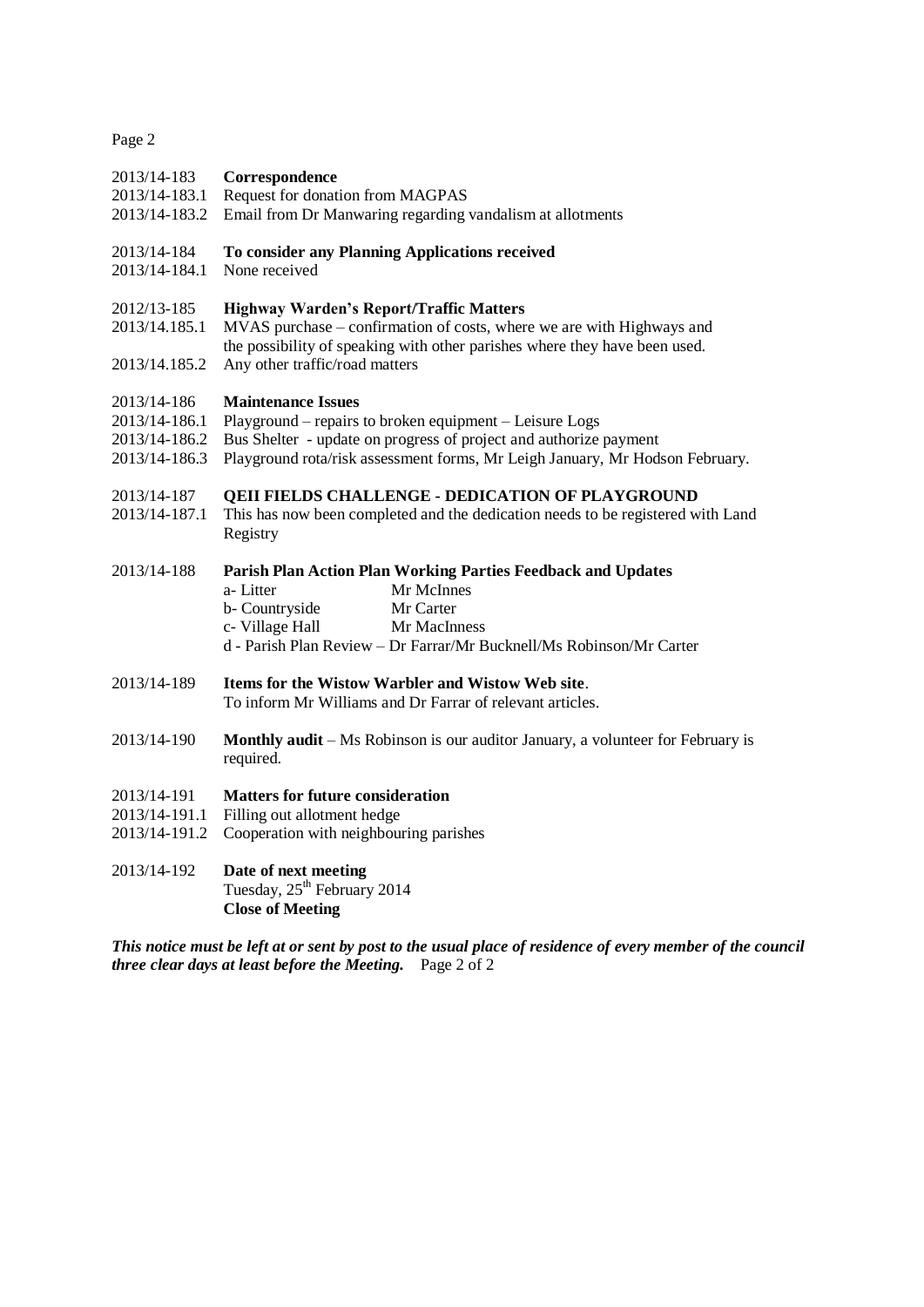2013/14-183 **Correspondence**
2013/14-183.1 Request for donation from MAGPAS
2013/14-183.2 Email from Dr Manwaring regarding vandalism at allotments

2013/14-184 **To consider any Planning Applications received**
2013/14-184.1 None received

2012/13-185 **Highway Warden's Report/Traffic Matters**
2013/14.185.1 MVAS purchase – confirmation of costs, where we are with Highways and the possibility of speaking with other parishes where they have been used.
2013/14.185.2 Any other traffic/road matters

2013/14-186 **Maintenance Issues**
2013/14-186.1 Playground – repairs to broken equipment – Leisure Logs
2013/14-186.2 Bus Shelter - update on progress of project and authorize payment
2013/14-186.3 Playground rota/risk assessment forms, Mr Leigh January, Mr Hodson February.

2013/14-187 **QEII FIELDS CHALLENGE - DEDICATION OF PLAYGROUND**
2013/14-187.1 This has now been completed and the dedication needs to be registered with Land Registry

2013/14-188 **Parish Plan Action Plan Working Parties Feedback and Updates**

a- Litter Mr McInnes
b- Countryside Mr Carter
c- Village Hall Mr MacInness
d - Parish Plan Review – Dr Farrar/Mr Bucknell/Ms Robinson/Mr Carter

2013/14-189 **Items for the Wistow Warbler and Wistow Web site**.
To inform Mr Williams and Dr Farrar of relevant articles.

2013/14-190 **Monthly audit** – Ms Robinson is our auditor January, a volunteer for February is required.

2013/14-191 **Matters for future consideration**
2013/14-191.1 Filling out allotment hedge
2013/14-191.2 Cooperation with neighbouring parishes

2013/14-192 **Date of next meeting**
Tuesday, 25th February 2014
**Close of Meeting**

***This notice must be left at or sent by post to the usual place of residence of every member of the council three clear days at least before the Meeting.***